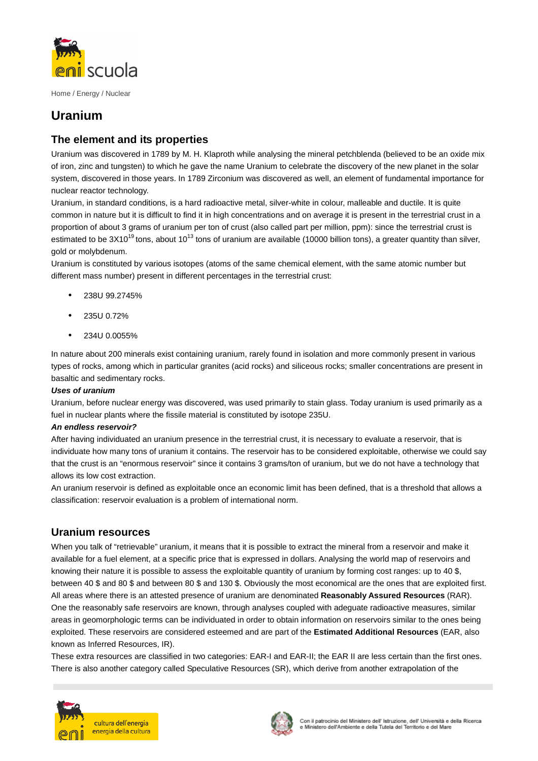Home / Energy / Nuclear

# Uranium

## The element and its properties

Uranium was discovered in 1789 by M. H. Klaproth while analysing the mineral petchblenda (believed to be an oxide mix of iron, zinc and tungsten) to which he gave the name Uranium to celebrate the discovery of the new planet in the solar system, discovered in those years. In 1789 Zirconium was discovered as well, an element of fundamental importance for nuclear reactor technology.

Uranium, in standard conditions, is a hard radioactive metal, silver-white in colour, malleable and ductile. It is quite common in nature but it is difficult to find it in high concentrations and on average it is present in the terrestrial crust in a proportion of about 3 grams of uranium per ton of crust (also called part per million, ppm): since the terrestrial crust is estimated to be $3X10^{19}$ tons, about $10^{13}$ tons of uranium are available (10000 billion tons), a greater quantity than silver, gold or molybdenum.

Uranium is constituted by various isotopes (atoms of the same chemical element, with the same atomic number but different mass number) present in different percentages in the terrestrial crust:

- 238U 99.2745%
- 235U 0.72%
- 234U 0.0055%

In nature about 200 minerals exist containing uranium, rarely found in isolation and more commonly present in various types of rocks, among which in particular granites (acid rocks) and siliceous rocks; smaller concentrations are present in basaltic and sedimentary rocks.

***Uses of uranium***

Uranium, before nuclear energy was discovered, was used primarily to stain glass. Today uranium is used primarily as a fuel in nuclear plants where the fissile material is constituted by isotope 235U.

***An endless reservoir?***

After having individuated an uranium presence in the terrestrial crust, it is necessary to evaluate a reservoir, that is individuate how many tons of uranium it contains. The reservoir has to be considered exploitable, otherwise we could say that the crust is an "enormous reservoir" since it contains 3 grams/ton of uranium, but we do not have a technology that allows its low cost extraction.

An uranium reservoir is defined as exploitable once an economic limit has been defined, that is a threshold that allows a classification: reservoir evaluation is a problem of international norm.

## Uranium resources

When you talk of "retrievable" uranium, it means that it is possible to extract the mineral from a reservoir and make it available for a fuel element, at a specific price that is expressed in dollars. Analysing the world map of reservoirs and knowing their nature it is possible to assess the exploitable quantity of uranium by forming cost ranges: up to 40 $, between 40 $ and 80 $ and between 80 $ and 130 $. Obviously the most economical are the ones that are exploited first. All areas where there is an attested presence of uranium are denominated **Reasonably Assured Resources** (RAR).

One the reasonably safe reservoirs are known, through analyses coupled with adeguate radioactive measures, similar areas in geomorphologic terms can be individuated in order to obtain information on reservoirs similar to the ones being exploited. These reservoirs are considered esteemed and are part of the **Estimated Additional Resources** (EAR, also known as Inferred Resources, IR).

These extra resources are classified in two categories: EAR-I and EAR-II; the EAR II are less certain than the first ones. There is also another category called Speculative Resources (SR), which derive from another extrapolation of the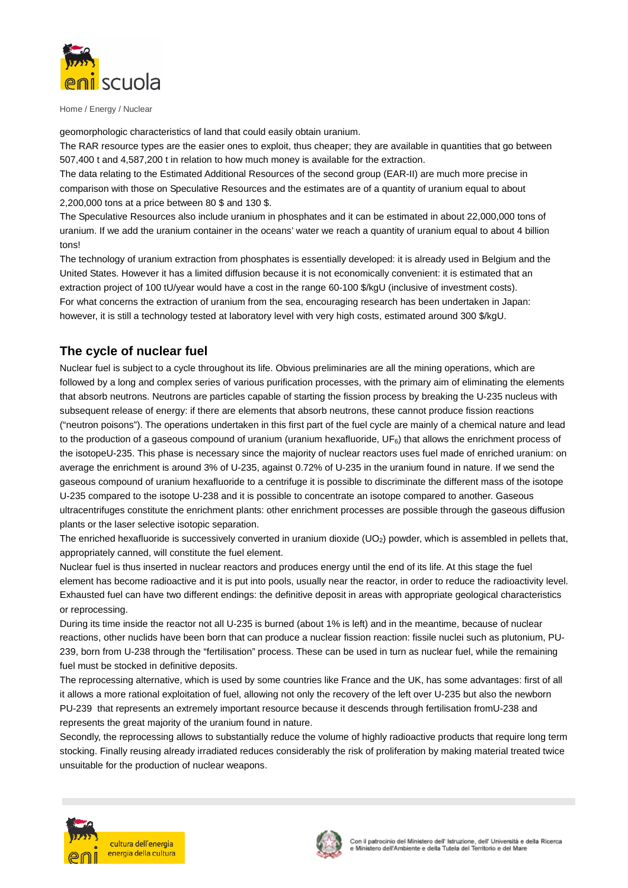geomorphologic characteristics of land that could easily obtain uranium.

The RAR resource types are the easier ones to exploit, thus cheaper; they are available in quantities that go between 507,400 t and 4,587,200 t in relation to how much money is available for the extraction.

The data relating to the Estimated Additional Resources of the second group (EAR-II) are much more precise in comparison with those on Speculative Resources and the estimates are of a quantity of uranium equal to about 2,200,000 tons at a price between 80 $ and 130 $.

The Speculative Resources also include uranium in phosphates and it can be estimated in about 22,000,000 tons of uranium. If we add the uranium container in the oceans' water we reach a quantity of uranium equal to about 4 billion tons!

The technology of uranium extraction from phosphates is essentially developed: it is already used in Belgium and the United States. However it has a limited diffusion because it is not economically convenient: it is estimated that an extraction project of 100 tU/year would have a cost in the range 60-100 $/kgU (inclusive of investment costs).

For what concerns the extraction of uranium from the sea, encouraging research has been undertaken in Japan: however, it is still a technology tested at laboratory level with very high costs, estimated around 300 $/kgU.

## The cycle of nuclear fuel

Nuclear fuel is subject to a cycle throughout its life. Obvious preliminaries are all the mining operations, which are followed by a long and complex series of various purification processes, with the primary aim of eliminating the elements that absorb neutrons. Neutrons are particles capable of starting the fission process by breaking the U-235 nucleus with subsequent release of energy: if there are elements that absorb neutrons, these cannot produce fission reactions ("neutron poisons"). The operations undertaken in this first part of the fuel cycle are mainly of a chemical nature and lead to the production of a gaseous compound of uranium (uranium hexafluoride, $UF_6$) that allows the enrichment process of the isotopeU-235. This phase is necessary since the majority of nuclear reactors uses fuel made of enriched uranium: on average the enrichment is around 3% of U-235, against 0.72% of U-235 in the uranium found in nature. If we send the gaseous compound of uranium hexafluoride to a centrifuge it is possible to discriminate the different mass of the isotope U-235 compared to the isotope U-238 and it is possible to concentrate an isotope compared to another. Gaseous ultracentrifuges constitute the enrichment plants: other enrichment processes are possible through the gaseous diffusion plants or the laser selective isotopic separation.

The enriched hexafluoride is successively converted in uranium dioxide ($UO_2$) powder, which is assembled in pellets that, appropriately canned, will constitute the fuel element.

Nuclear fuel is thus inserted in nuclear reactors and produces energy until the end of its life. At this stage the fuel element has become radioactive and it is put into pools, usually near the reactor, in order to reduce the radioactivity level. Exhausted fuel can have two different endings: the definitive deposit in areas with appropriate geological characteristics or reprocessing.

During its time inside the reactor not all U-235 is burned (about 1% is left) and in the meantime, because of nuclear reactions, other nuclids have been born that can produce a nuclear fission reaction: fissile nuclei such as plutonium, PU-239, born from U-238 through the "fertilisation" process. These can be used in turn as nuclear fuel, while the remaining fuel must be stocked in definitive deposits.

The reprocessing alternative, which is used by some countries like France and the UK, has some advantages: first of all it allows a more rational exploitation of fuel, allowing not only the recovery of the left over U-235 but also the newborn PU-239 that represents an extremely important resource because it descends through fertilisation fromU-238 and represents the great majority of the uranium found in nature.

Secondly, the reprocessing allows to substantially reduce the volume of highly radioactive products that require long term stocking. Finally reusing already irradiated reduces considerably the risk of proliferation by making material treated twice unsuitable for the production of nuclear weapons.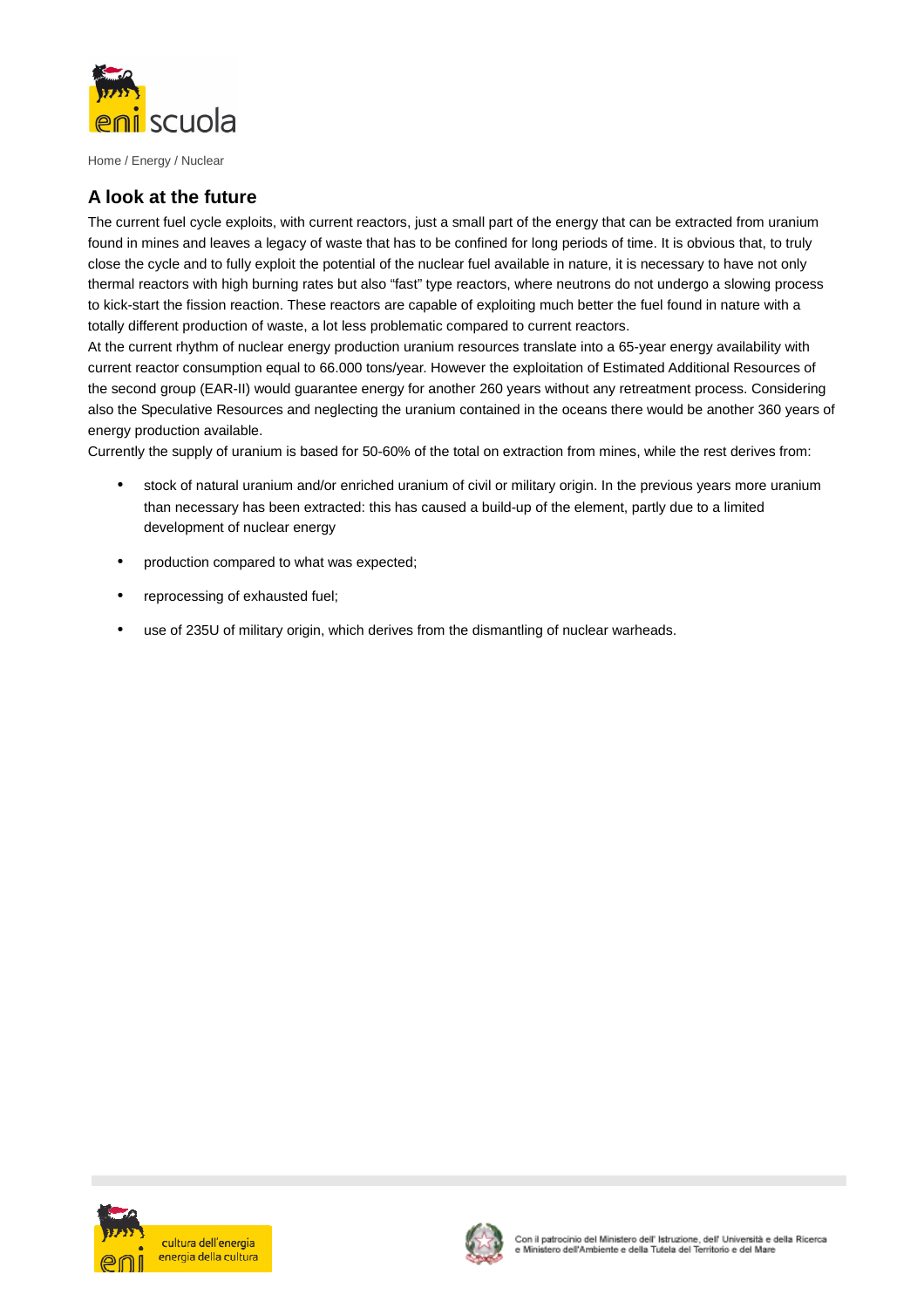Home / Energy / Nuclear

## A look at the future

The current fuel cycle exploits, with current reactors, just a small part of the energy that can be extracted from uranium found in mines and leaves a legacy of waste that has to be confined for long periods of time. It is obvious that, to truly close the cycle and to fully exploit the potential of the nuclear fuel available in nature, it is necessary to have not only thermal reactors with high burning rates but also "fast" type reactors, where neutrons do not undergo a slowing process to kick-start the fission reaction. These reactors are capable of exploiting much better the fuel found in nature with a totally different production of waste, a lot less problematic compared to current reactors.

At the current rhythm of nuclear energy production uranium resources translate into a 65-year energy availability with current reactor consumption equal to 66.000 tons/year. However the exploitation of Estimated Additional Resources of the second group (EAR-II) would guarantee energy for another 260 years without any retreatment process. Considering also the Speculative Resources and neglecting the uranium contained in the oceans there would be another 360 years of energy production available.

Currently the supply of uranium is based for 50-60% of the total on extraction from mines, while the rest derives from:

- stock of natural uranium and/or enriched uranium of civil or military origin. In the previous years more uranium than necessary has been extracted: this has caused a build-up of the element, partly due to a limited development of nuclear energy
- production compared to what was expected;
- reprocessing of exhausted fuel;
- use of 235U of military origin, which derives from the dismantling of nuclear warheads.